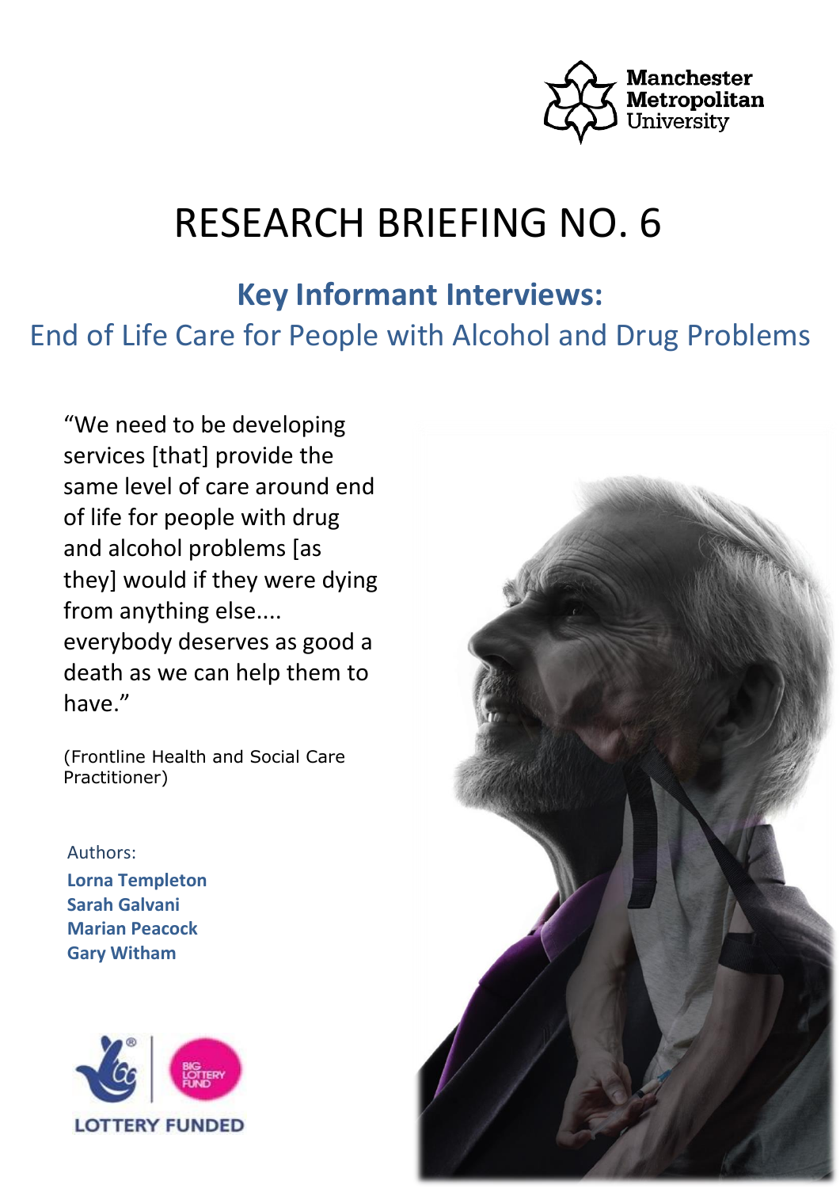Manchester Metropolitan University

# RESEARCH BRIEFING NO. 6

## Key Informant Interviews:

## End of Life Care for People with Alcohol and Drug Problems

"We need to be developing services [that] provide the same level of care around end of life for people with drug and alcohol problems [as they] would if they were dying from anything else.... everybody deserves as good a death as we can help them to have."

(Frontline Health and Social Care Practitioner)

Authors:

**Lorna Templeton**
**Sarah Galvani**
**Marian Peacock**
**Gary Witham**

BIG LOTTERY FUND

LOTTERY FUNDED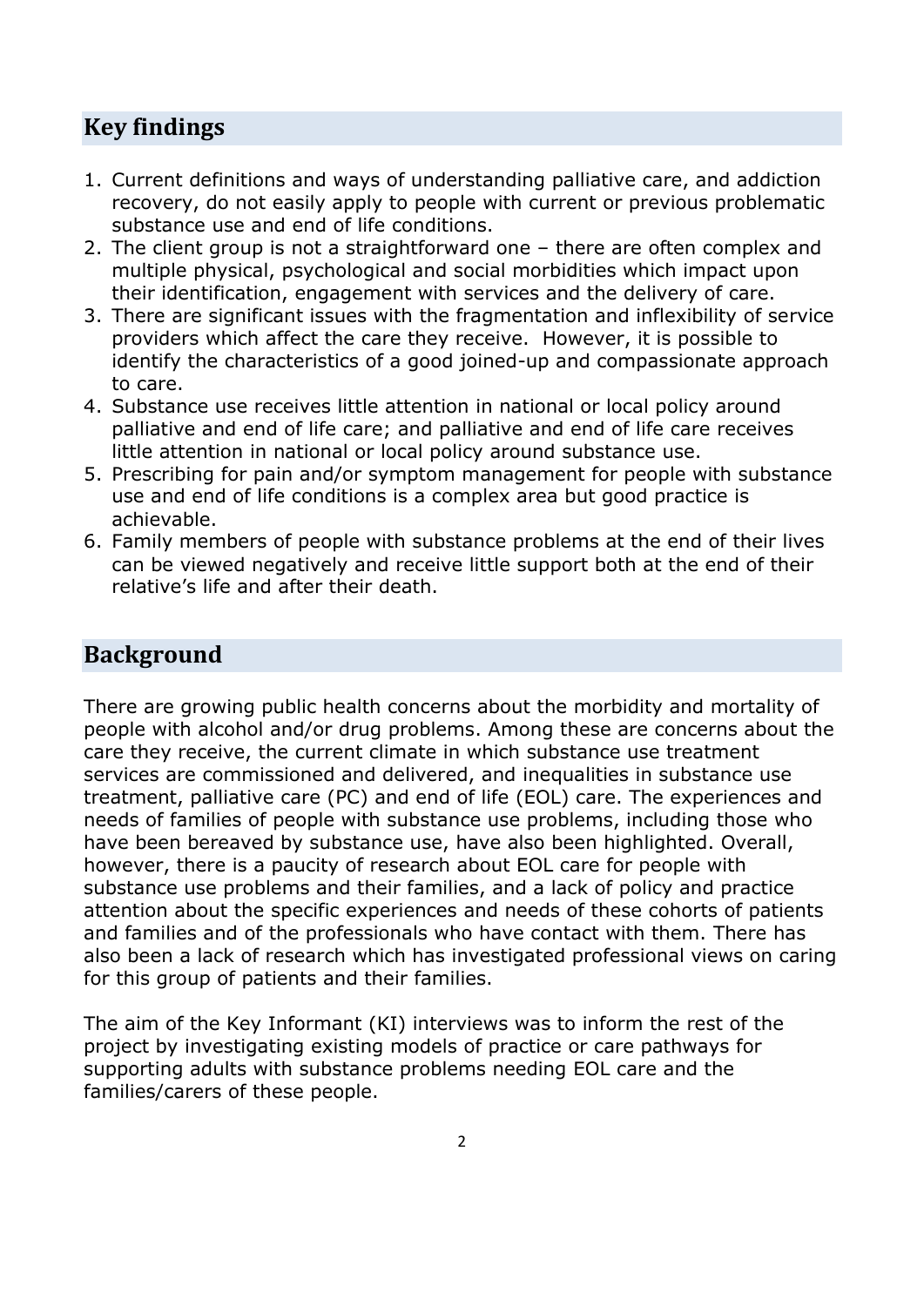## Key findings

1. Current definitions and ways of understanding palliative care, and addiction recovery, do not easily apply to people with current or previous problematic substance use and end of life conditions.
2. The client group is not a straightforward one – there are often complex and multiple physical, psychological and social morbidities which impact upon their identification, engagement with services and the delivery of care.
3. There are significant issues with the fragmentation and inflexibility of service providers which affect the care they receive. However, it is possible to identify the characteristics of a good joined-up and compassionate approach to care.
4. Substance use receives little attention in national or local policy around palliative and end of life care; and palliative and end of life care receives little attention in national or local policy around substance use.
5. Prescribing for pain and/or symptom management for people with substance use and end of life conditions is a complex area but good practice is achievable.
6. Family members of people with substance problems at the end of their lives can be viewed negatively and receive little support both at the end of their relative's life and after their death.

## Background

There are growing public health concerns about the morbidity and mortality of people with alcohol and/or drug problems. Among these are concerns about the care they receive, the current climate in which substance use treatment services are commissioned and delivered, and inequalities in substance use treatment, palliative care (PC) and end of life (EOL) care. The experiences and needs of families of people with substance use problems, including those who have been bereaved by substance use, have also been highlighted. Overall, however, there is a paucity of research about EOL care for people with substance use problems and their families, and a lack of policy and practice attention about the specific experiences and needs of these cohorts of patients and families and of the professionals who have contact with them. There has also been a lack of research which has investigated professional views on caring for this group of patients and their families.

The aim of the Key Informant (KI) interviews was to inform the rest of the project by investigating existing models of practice or care pathways for supporting adults with substance problems needing EOL care and the families/carers of these people.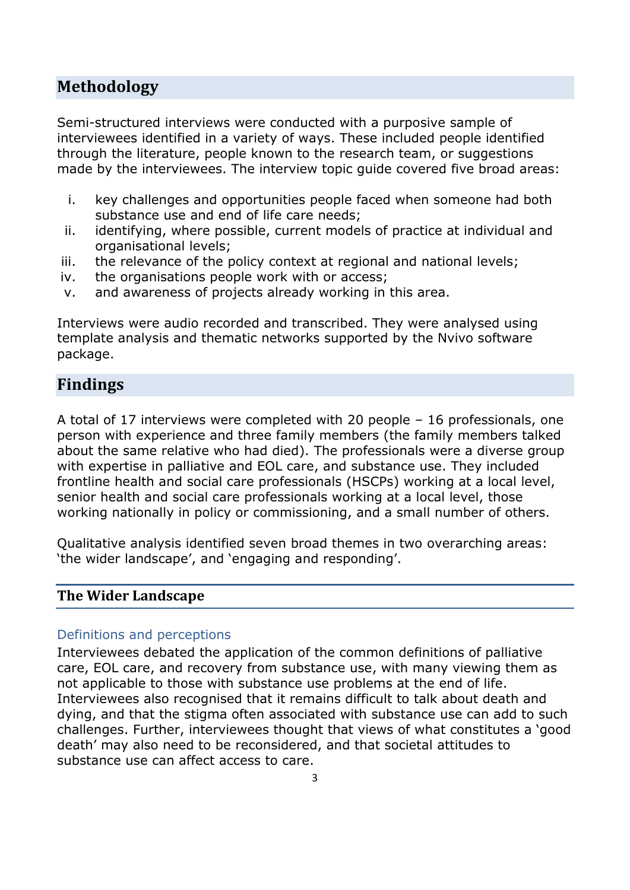## Methodology

Semi-structured interviews were conducted with a purposive sample of interviewees identified in a variety of ways. These included people identified through the literature, people known to the research team, or suggestions made by the interviewees. The interview topic guide covered five broad areas:

i. key challenges and opportunities people faced when someone had both substance use and end of life care needs;
ii. identifying, where possible, current models of practice at individual and organisational levels;
iii. the relevance of the policy context at regional and national levels;
iv. the organisations people work with or access;
v. and awareness of projects already working in this area.

Interviews were audio recorded and transcribed. They were analysed using template analysis and thematic networks supported by the Nvivo software package.

## Findings

A total of 17 interviews were completed with 20 people – 16 professionals, one person with experience and three family members (the family members talked about the same relative who had died). The professionals were a diverse group with expertise in palliative and EOL care, and substance use. They included frontline health and social care professionals (HSCPs) working at a local level, senior health and social care professionals working at a local level, those working nationally in policy or commissioning, and a small number of others.

Qualitative analysis identified seven broad themes in two overarching areas: 'the wider landscape', and 'engaging and responding'.

### The Wider Landscape

#### Definitions and perceptions

Interviewees debated the application of the common definitions of palliative care, EOL care, and recovery from substance use, with many viewing them as not applicable to those with substance use problems at the end of life. Interviewees also recognised that it remains difficult to talk about death and dying, and that the stigma often associated with substance use can add to such challenges. Further, interviewees thought that views of what constitutes a 'good death' may also need to be reconsidered, and that societal attitudes to substance use can affect access to care.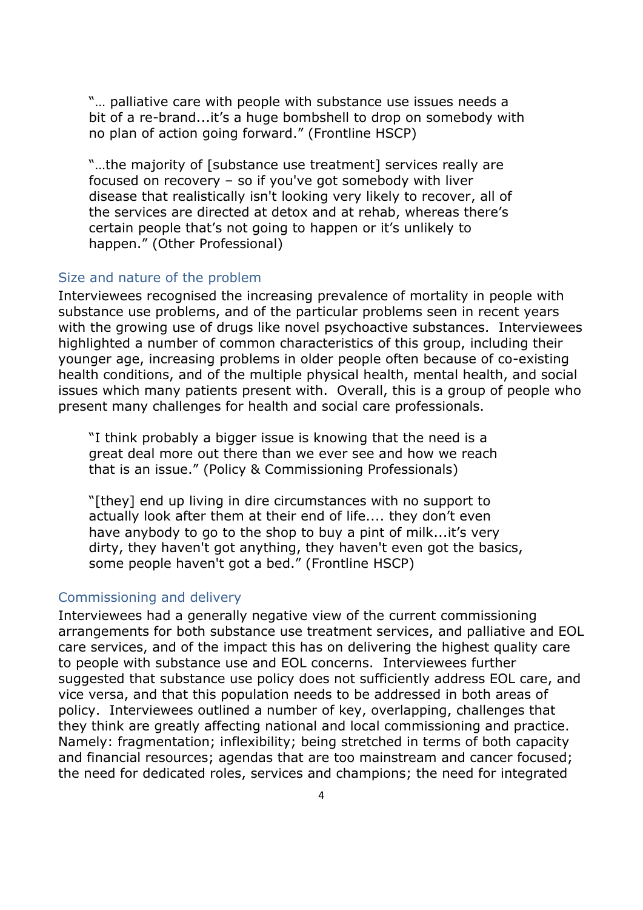> "… palliative care with people with substance use issues needs a bit of a re-brand...it's a huge bombshell to drop on somebody with no plan of action going forward." (Frontline HSCP)

> "…the majority of [substance use treatment] services really are focused on recovery – so if you've got somebody with liver disease that realistically isn't looking very likely to recover, all of the services are directed at detox and at rehab, whereas there's certain people that's not going to happen or it's unlikely to happen." (Other Professional)

### Size and nature of the problem

Interviewees recognised the increasing prevalence of mortality in people with substance use problems, and of the particular problems seen in recent years with the growing use of drugs like novel psychoactive substances. Interviewees highlighted a number of common characteristics of this group, including their younger age, increasing problems in older people often because of co-existing health conditions, and of the multiple physical health, mental health, and social issues which many patients present with. Overall, this is a group of people who present many challenges for health and social care professionals.

> "I think probably a bigger issue is knowing that the need is a great deal more out there than we ever see and how we reach that is an issue." (Policy & Commissioning Professionals)

> "[they] end up living in dire circumstances with no support to actually look after them at their end of life.... they don't even have anybody to go to the shop to buy a pint of milk...it's very dirty, they haven't got anything, they haven't even got the basics, some people haven't got a bed." (Frontline HSCP)

### Commissioning and delivery

Interviewees had a generally negative view of the current commissioning arrangements for both substance use treatment services, and palliative and EOL care services, and of the impact this has on delivering the highest quality care to people with substance use and EOL concerns. Interviewees further suggested that substance use policy does not sufficiently address EOL care, and vice versa, and that this population needs to be addressed in both areas of policy. Interviewees outlined a number of key, overlapping, challenges that they think are greatly affecting national and local commissioning and practice. Namely: fragmentation; inflexibility; being stretched in terms of both capacity and financial resources; agendas that are too mainstream and cancer focused; the need for dedicated roles, services and champions; the need for integrated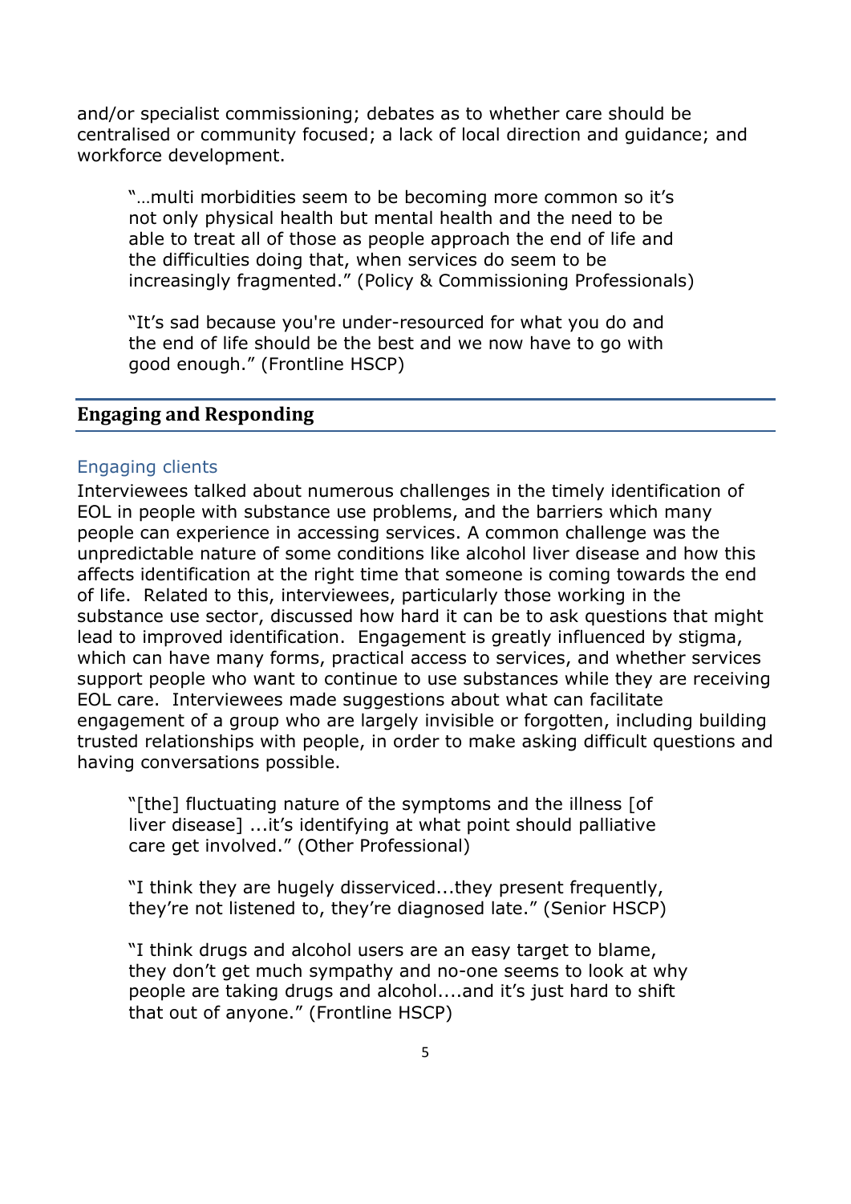and/or specialist commissioning; debates as to whether care should be centralised or community focused; a lack of local direction and guidance; and workforce development.

> "…multi morbidities seem to be becoming more common so it's not only physical health but mental health and the need to be able to treat all of those as people approach the end of life and the difficulties doing that, when services do seem to be increasingly fragmented." (Policy & Commissioning Professionals)

> "It's sad because you're under-resourced for what you do and the end of life should be the best and we now have to go with good enough." (Frontline HSCP)

## Engaging and Responding

### Engaging clients

Interviewees talked about numerous challenges in the timely identification of EOL in people with substance use problems, and the barriers which many people can experience in accessing services. A common challenge was the unpredictable nature of some conditions like alcohol liver disease and how this affects identification at the right time that someone is coming towards the end of life. Related to this, interviewees, particularly those working in the substance use sector, discussed how hard it can be to ask questions that might lead to improved identification. Engagement is greatly influenced by stigma, which can have many forms, practical access to services, and whether services support people who want to continue to use substances while they are receiving EOL care. Interviewees made suggestions about what can facilitate engagement of a group who are largely invisible or forgotten, including building trusted relationships with people, in order to make asking difficult questions and having conversations possible.

> "[the] fluctuating nature of the symptoms and the illness [of liver disease] ...it's identifying at what point should palliative care get involved." (Other Professional)

> "I think they are hugely disserviced...they present frequently, they're not listened to, they're diagnosed late." (Senior HSCP)

> "I think drugs and alcohol users are an easy target to blame, they don't get much sympathy and no-one seems to look at why people are taking drugs and alcohol....and it's just hard to shift that out of anyone." (Frontline HSCP)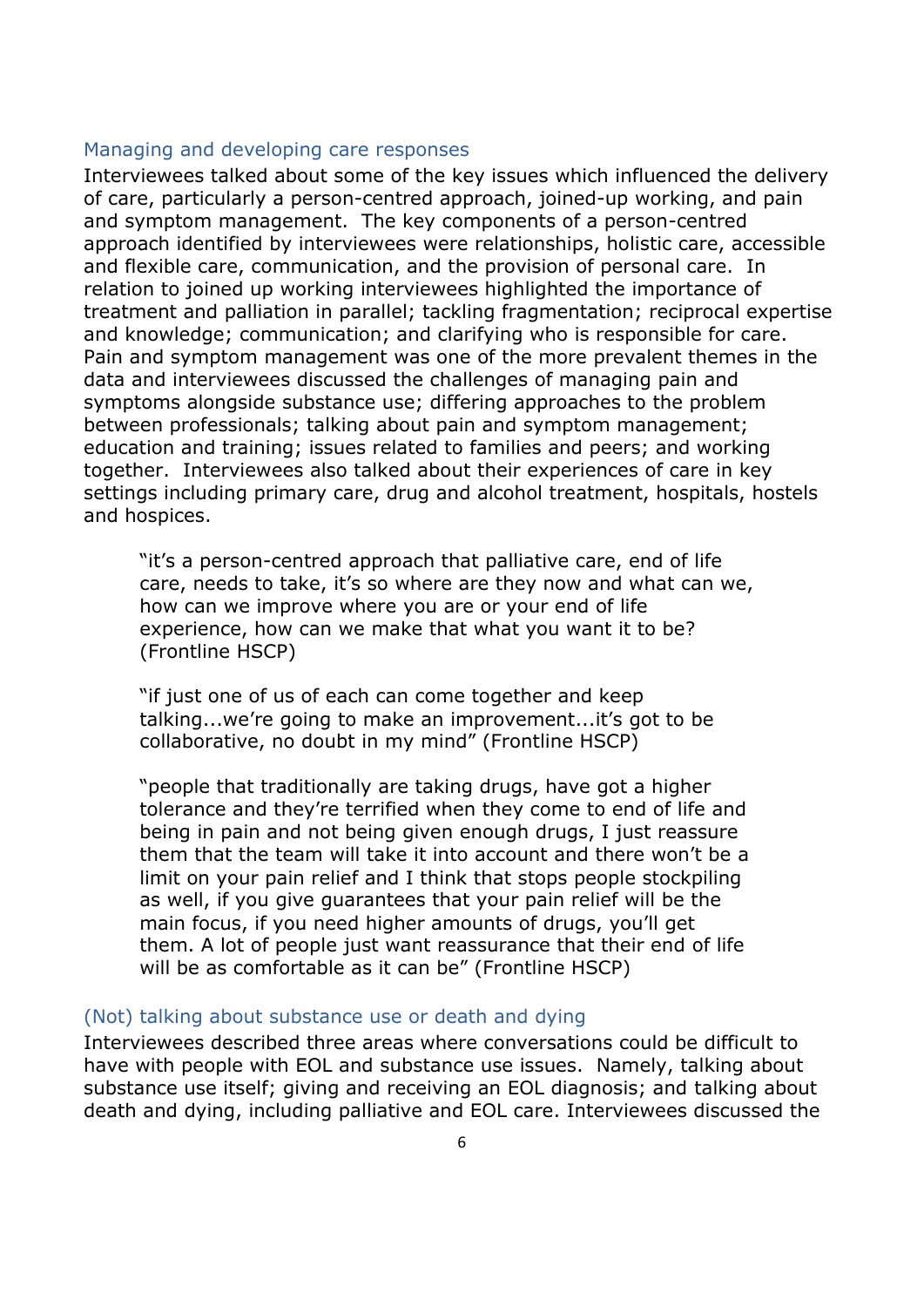### Managing and developing care responses

Interviewees talked about some of the key issues which influenced the delivery of care, particularly a person-centred approach, joined-up working, and pain and symptom management. The key components of a person-centred approach identified by interviewees were relationships, holistic care, accessible and flexible care, communication, and the provision of personal care. In relation to joined up working interviewees highlighted the importance of treatment and palliation in parallel; tackling fragmentation; reciprocal expertise and knowledge; communication; and clarifying who is responsible for care. Pain and symptom management was one of the more prevalent themes in the data and interviewees discussed the challenges of managing pain and symptoms alongside substance use; differing approaches to the problem between professionals; talking about pain and symptom management; education and training; issues related to families and peers; and working together. Interviewees also talked about their experiences of care in key settings including primary care, drug and alcohol treatment, hospitals, hostels and hospices.

> "it's a person-centred approach that palliative care, end of life care, needs to take, it's so where are they now and what can we, how can we improve where you are or your end of life experience, how can we make that what you want it to be? (Frontline HSCP)

> "if just one of us of each can come together and keep talking...we're going to make an improvement...it's got to be collaborative, no doubt in my mind" (Frontline HSCP)

> "people that traditionally are taking drugs, have got a higher tolerance and they're terrified when they come to end of life and being in pain and not being given enough drugs, I just reassure them that the team will take it into account and there won't be a limit on your pain relief and I think that stops people stockpiling as well, if you give guarantees that your pain relief will be the main focus, if you need higher amounts of drugs, you'll get them. A lot of people just want reassurance that their end of life will be as comfortable as it can be" (Frontline HSCP)

### (Not) talking about substance use or death and dying

Interviewees described three areas where conversations could be difficult to have with people with EOL and substance use issues. Namely, talking about substance use itself; giving and receiving an EOL diagnosis; and talking about death and dying, including palliative and EOL care. Interviewees discussed the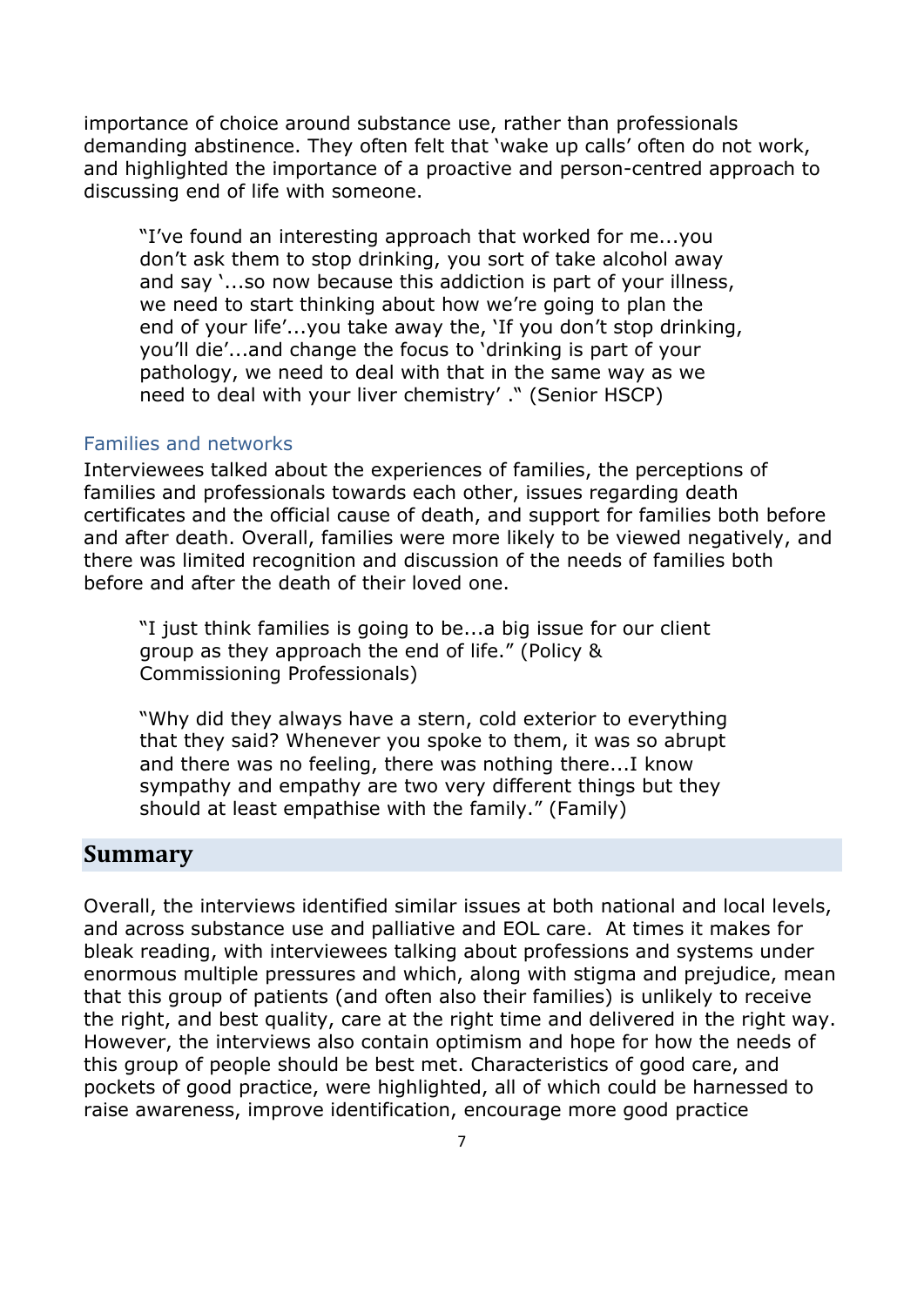importance of choice around substance use, rather than professionals demanding abstinence. They often felt that 'wake up calls' often do not work, and highlighted the importance of a proactive and person-centred approach to discussing end of life with someone.

> "I've found an interesting approach that worked for me...you don't ask them to stop drinking, you sort of take alcohol away and say '...so now because this addiction is part of your illness, we need to start thinking about how we're going to plan the end of your life'...you take away the, 'If you don't stop drinking, you'll die'...and change the focus to 'drinking is part of your pathology, we need to deal with that in the same way as we need to deal with your liver chemistry' ." (Senior HSCP)

### Families and networks

Interviewees talked about the experiences of families, the perceptions of families and professionals towards each other, issues regarding death certificates and the official cause of death, and support for families both before and after death. Overall, families were more likely to be viewed negatively, and there was limited recognition and discussion of the needs of families both before and after the death of their loved one.

> "I just think families is going to be...a big issue for our client group as they approach the end of life." (Policy & Commissioning Professionals)

> "Why did they always have a stern, cold exterior to everything that they said? Whenever you spoke to them, it was so abrupt and there was no feeling, there was nothing there...I know sympathy and empathy are two very different things but they should at least empathise with the family." (Family)

## Summary

Overall, the interviews identified similar issues at both national and local levels, and across substance use and palliative and EOL care. At times it makes for bleak reading, with interviewees talking about professions and systems under enormous multiple pressures and which, along with stigma and prejudice, mean that this group of patients (and often also their families) is unlikely to receive the right, and best quality, care at the right time and delivered in the right way. However, the interviews also contain optimism and hope for how the needs of this group of people should be best met. Characteristics of good care, and pockets of good practice, were highlighted, all of which could be harnessed to raise awareness, improve identification, encourage more good practice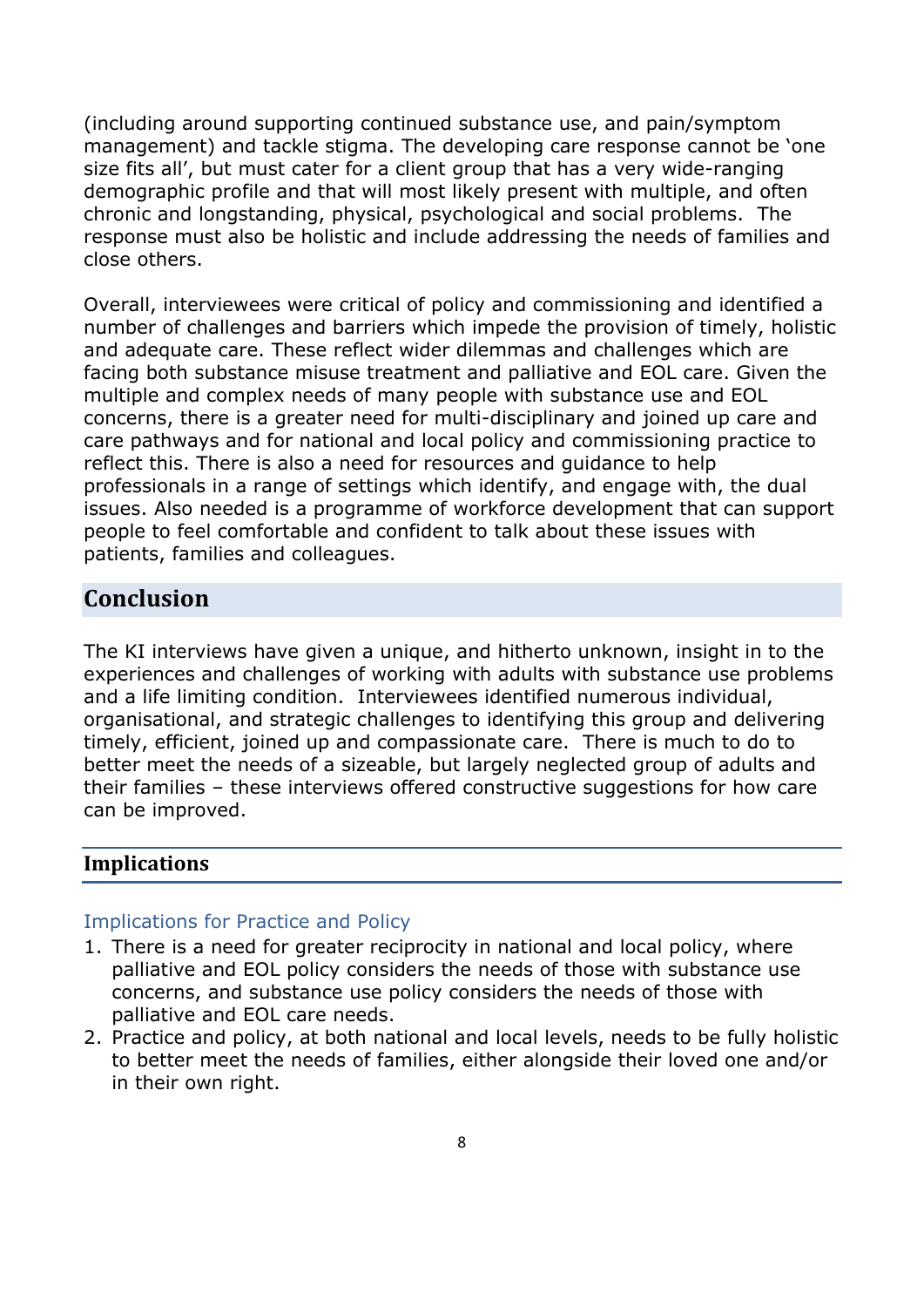(including around supporting continued substance use, and pain/symptom management) and tackle stigma. The developing care response cannot be 'one size fits all', but must cater for a client group that has a very wide-ranging demographic profile and that will most likely present with multiple, and often chronic and longstanding, physical, psychological and social problems. The response must also be holistic and include addressing the needs of families and close others.

Overall, interviewees were critical of policy and commissioning and identified a number of challenges and barriers which impede the provision of timely, holistic and adequate care. These reflect wider dilemmas and challenges which are facing both substance misuse treatment and palliative and EOL care. Given the multiple and complex needs of many people with substance use and EOL concerns, there is a greater need for multi-disciplinary and joined up care and care pathways and for national and local policy and commissioning practice to reflect this. There is also a need for resources and guidance to help professionals in a range of settings which identify, and engage with, the dual issues. Also needed is a programme of workforce development that can support people to feel comfortable and confident to talk about these issues with patients, families and colleagues.

## Conclusion

The KI interviews have given a unique, and hitherto unknown, insight in to the experiences and challenges of working with adults with substance use problems and a life limiting condition. Interviewees identified numerous individual, organisational, and strategic challenges to identifying this group and delivering timely, efficient, joined up and compassionate care. There is much to do to better meet the needs of a sizeable, but largely neglected group of adults and their families – these interviews offered constructive suggestions for how care can be improved.

## Implications

### Implications for Practice and Policy

1. There is a need for greater reciprocity in national and local policy, where palliative and EOL policy considers the needs of those with substance use concerns, and substance use policy considers the needs of those with palliative and EOL care needs.
2. Practice and policy, at both national and local levels, needs to be fully holistic to better meet the needs of families, either alongside their loved one and/or in their own right.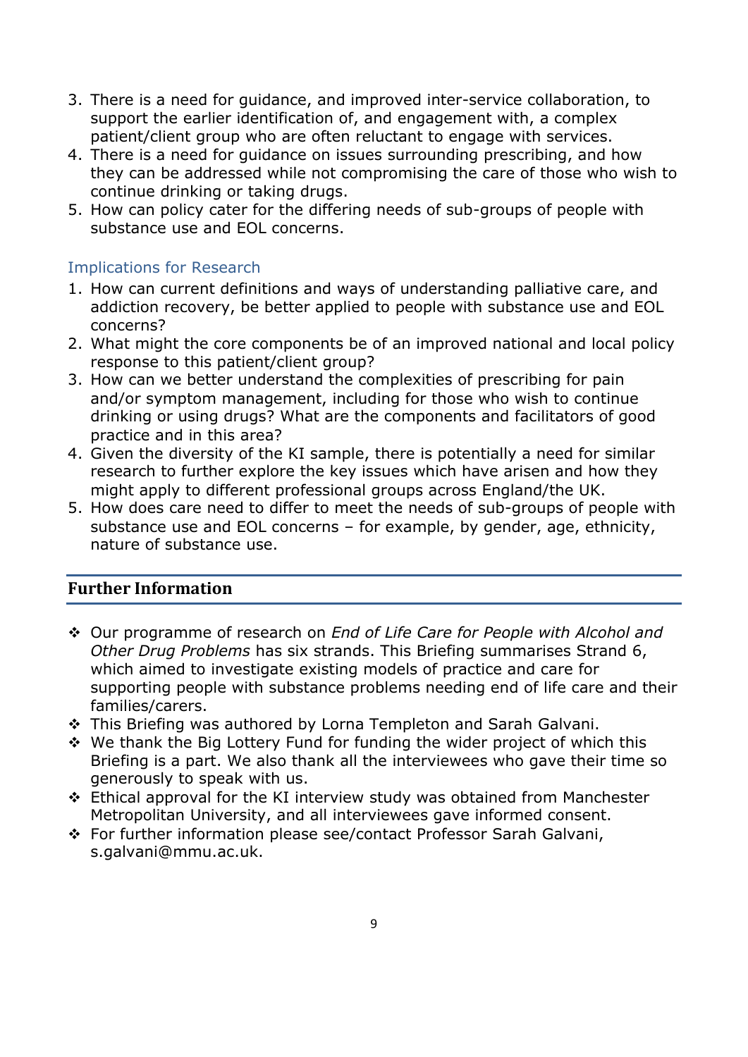3. There is a need for guidance, and improved inter-service collaboration, to support the earlier identification of, and engagement with, a complex patient/client group who are often reluctant to engage with services.
4. There is a need for guidance on issues surrounding prescribing, and how they can be addressed while not compromising the care of those who wish to continue drinking or taking drugs.
5. How can policy cater for the differing needs of sub-groups of people with substance use and EOL concerns.

### Implications for Research

1. How can current definitions and ways of understanding palliative care, and addiction recovery, be better applied to people with substance use and EOL concerns?
2. What might the core components be of an improved national and local policy response to this patient/client group?
3. How can we better understand the complexities of prescribing for pain and/or symptom management, including for those who wish to continue drinking or using drugs? What are the components and facilitators of good practice and in this area?
4. Given the diversity of the KI sample, there is potentially a need for similar research to further explore the key issues which have arisen and how they might apply to different professional groups across England/the UK.
5. How does care need to differ to meet the needs of sub-groups of people with substance use and EOL concerns – for example, by gender, age, ethnicity, nature of substance use.

## Further Information

- Our programme of research on *End of Life Care for People with Alcohol and Other Drug Problems* has six strands. This Briefing summarises Strand 6, which aimed to investigate existing models of practice and care for supporting people with substance problems needing end of life care and their families/carers.
- This Briefing was authored by Lorna Templeton and Sarah Galvani.
- We thank the Big Lottery Fund for funding the wider project of which this Briefing is a part. We also thank all the interviewees who gave their time so generously to speak with us.
- Ethical approval for the KI interview study was obtained from Manchester Metropolitan University, and all interviewees gave informed consent.
- For further information please see/contact Professor Sarah Galvani, s.galvani@mmu.ac.uk.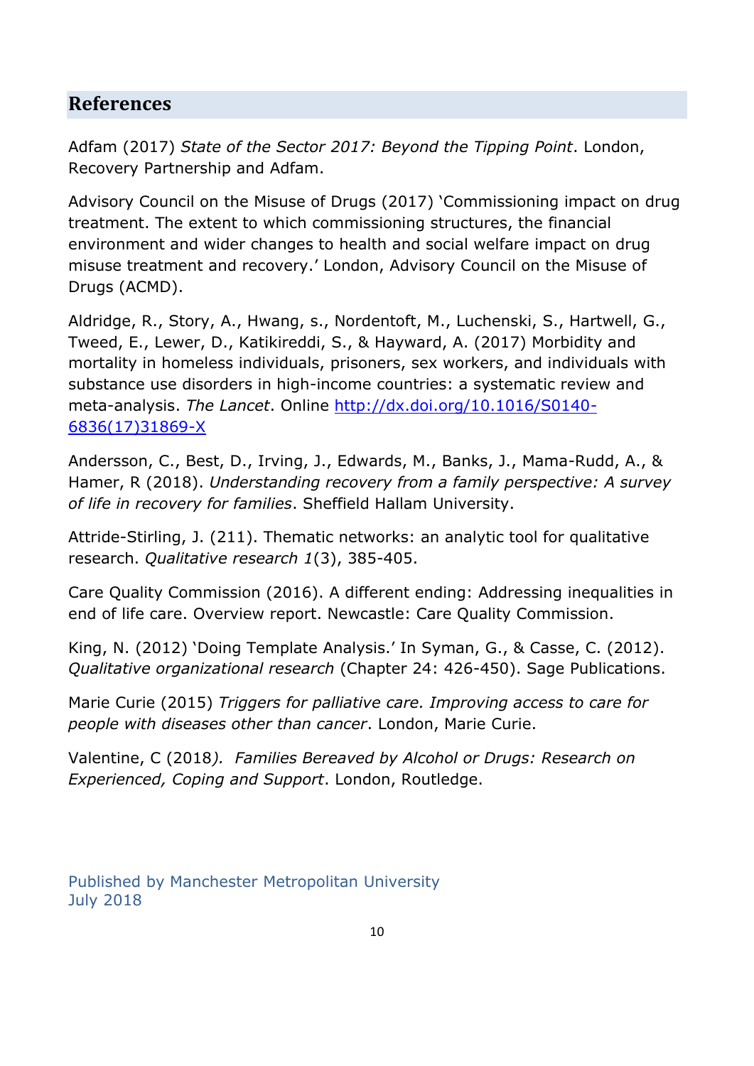## References

Adfam (2017) *State of the Sector 2017: Beyond the Tipping Point*. London, Recovery Partnership and Adfam.

Advisory Council on the Misuse of Drugs (2017) 'Commissioning impact on drug treatment. The extent to which commissioning structures, the financial environment and wider changes to health and social welfare impact on drug misuse treatment and recovery.' London, Advisory Council on the Misuse of Drugs (ACMD).

Aldridge, R., Story, A., Hwang, s., Nordentoft, M., Luchenski, S., Hartwell, G., Tweed, E., Lewer, D., Katikireddi, S., & Hayward, A. (2017) Morbidity and mortality in homeless individuals, prisoners, sex workers, and individuals with substance use disorders in high-income countries: a systematic review and meta-analysis. *The Lancet*. Online [http://dx.doi.org/10.1016/S0140-6836(17)31869-X](http://dx.doi.org/10.1016/S0140-6836(17)31869-X)

Andersson, C., Best, D., Irving, J., Edwards, M., Banks, J., Mama-Rudd, A., & Hamer, R (2018). *Understanding recovery from a family perspective: A survey of life in recovery for families*. Sheffield Hallam University.

Attride-Stirling, J. (211). Thematic networks: an analytic tool for qualitative research. *Qualitative research 1*(3), 385-405.

Care Quality Commission (2016). A different ending: Addressing inequalities in end of life care. Overview report. Newcastle: Care Quality Commission.

King, N. (2012) 'Doing Template Analysis.' In Syman, G., & Casse, C. (2012). *Qualitative organizational research* (Chapter 24: 426-450). Sage Publications.

Marie Curie (2015) *Triggers for palliative care. Improving access to care for people with diseases other than cancer*. London, Marie Curie.

Valentine, C (2018*). Families Bereaved by Alcohol or Drugs: Research on Experienced, Coping and Support*. London, Routledge.

Published by Manchester Metropolitan University
July 2018